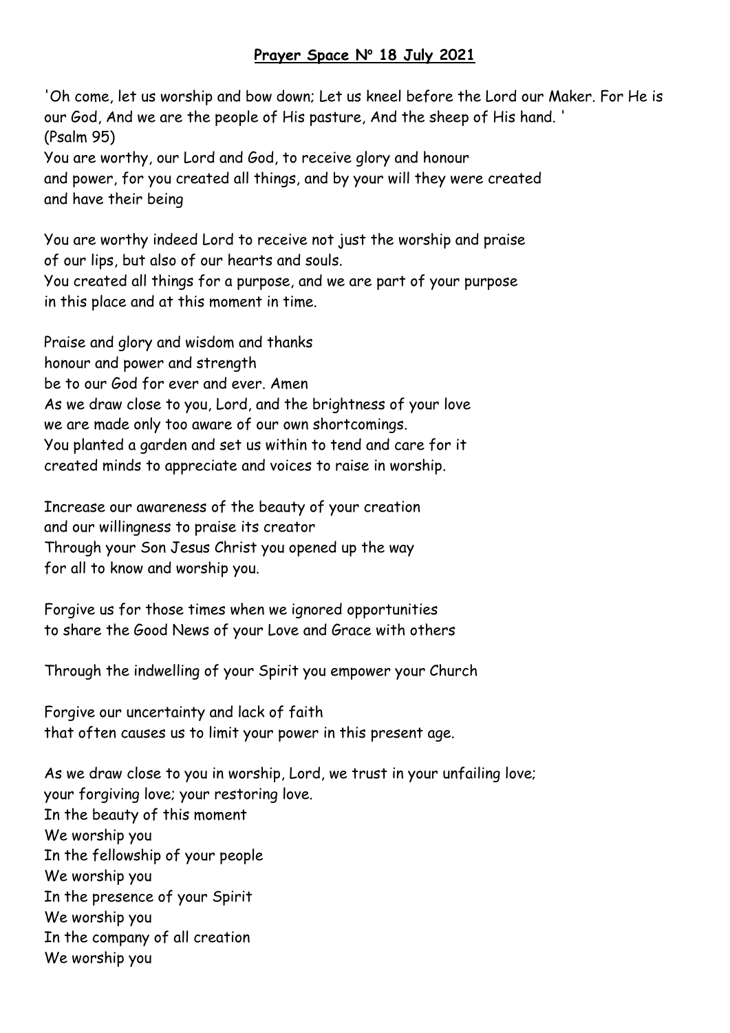**<u>Prayer Space Nº 18 July 2021</u>**

'Oh come, let us worship and bow down; Let us kneel before the Lord our Maker. For He is our God, And we are the people of His pasture, And the sheep of His hand. '
(Psalm 95)
You are worthy, our Lord and God, to receive glory and honour
and power, for you created all things, and by your will they were created
and have their being

You are worthy indeed Lord to receive not just the worship and praise
of our lips, but also of our hearts and souls.
You created all things for a purpose, and we are part of your purpose
in this place and at this moment in time.

Praise and glory and wisdom and thanks
honour and power and strength
be to our God for ever and ever. Amen
As we draw close to you, Lord, and the brightness of your love
we are made only too aware of our own shortcomings.
You planted a garden and set us within to tend and care for it
created minds to appreciate and voices to raise in worship.

Increase our awareness of the beauty of your creation
and our willingness to praise its creator
Through your Son Jesus Christ you opened up the way
for all to know and worship you.

Forgive us for those times when we ignored opportunities
to share the Good News of your Love and Grace with others

Through the indwelling of your Spirit you empower your Church

Forgive our uncertainty and lack of faith
that often causes us to limit your power in this present age.

As we draw close to you in worship, Lord, we trust in your unfailing love;
your forgiving love; your restoring love.
In the beauty of this moment
We worship you
In the fellowship of your people
We worship you
In the presence of your Spirit
We worship you
In the company of all creation
We worship you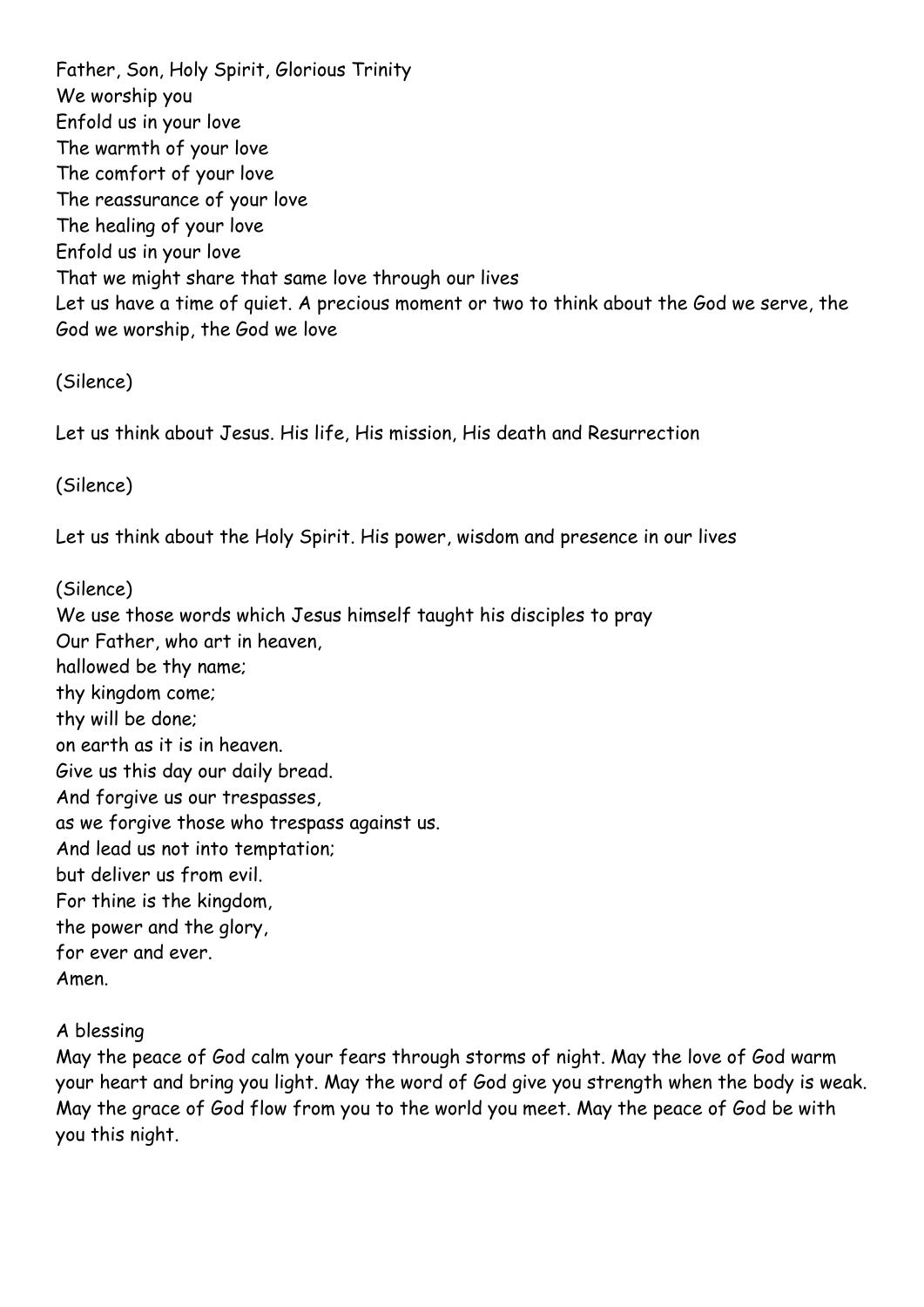Father, Son, Holy Spirit, Glorious Trinity
We worship you
Enfold us in your love
The warmth of your love
The comfort of your love
The reassurance of your love
The healing of your love
Enfold us in your love
That we might share that same love through our lives
Let us have a time of quiet. A precious moment or two to think about the God we serve, the God we worship, the God we love

(Silence)

Let us think about Jesus. His life, His mission, His death and Resurrection

(Silence)

Let us think about the Holy Spirit. His power, wisdom and presence in our lives

(Silence)
We use those words which Jesus himself taught his disciples to pray
Our Father, who art in heaven,
hallowed be thy name;
thy kingdom come;
thy will be done;
on earth as it is in heaven.
Give us this day our daily bread.
And forgive us our trespasses,
as we forgive those who trespass against us.
And lead us not into temptation;
but deliver us from evil.
For thine is the kingdom,
the power and the glory,
for ever and ever.
Amen.

A blessing
May the peace of God calm your fears through storms of night. May the love of God warm your heart and bring you light. May the word of God give you strength when the body is weak. May the grace of God flow from you to the world you meet. May the peace of God be with you this night.